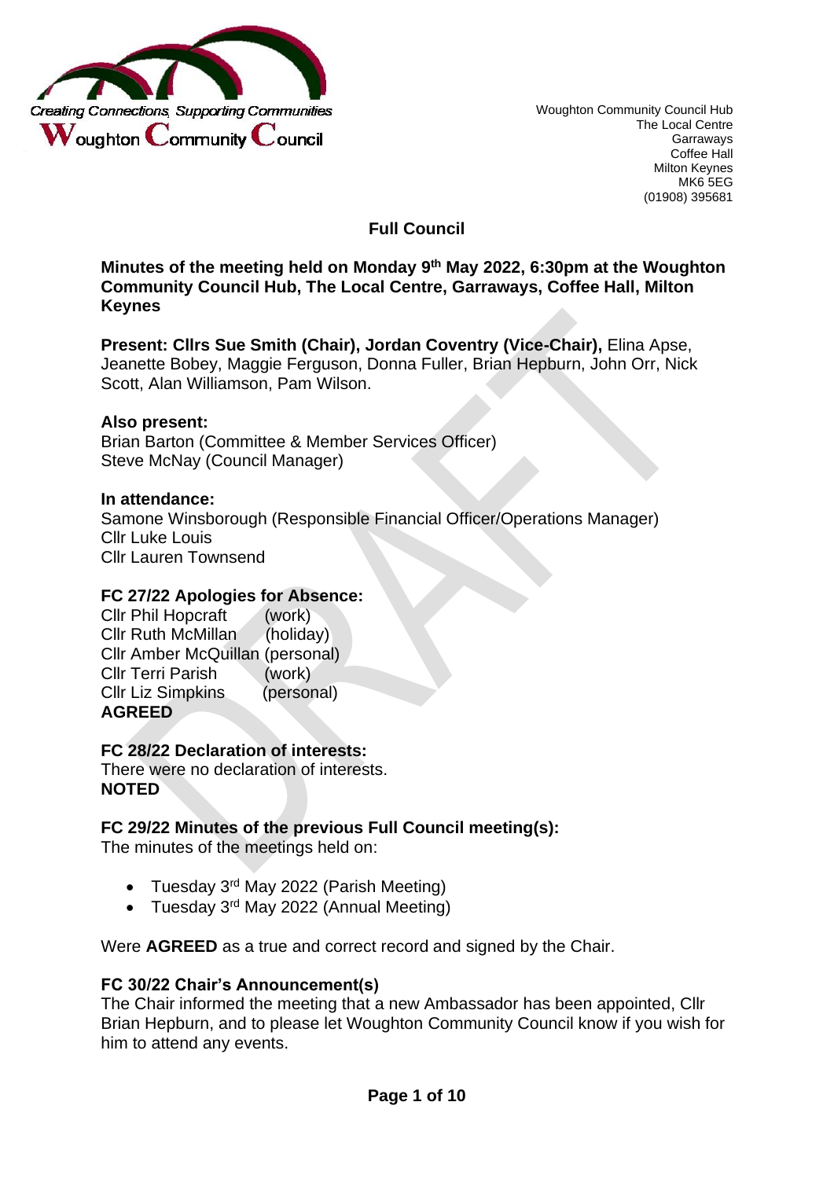Creating Connections, Supporting Communities

Woughton Community Council

Woughton Community Council Hub
The Local Centre
Garraways
Coffee Hall
Milton Keynes
MK6 5EG
(01908) 395681

## Full Council

**Minutes of the meeting held on Monday 9th May 2022, 6:30pm at the Woughton Community Council Hub, The Local Centre, Garraways, Coffee Hall, Milton Keynes**

**Present: Cllrs Sue Smith (Chair), Jordan Coventry (Vice-Chair),** Elina Apse, Jeanette Bobey, Maggie Ferguson, Donna Fuller, Brian Hepburn, John Orr, Nick Scott, Alan Williamson, Pam Wilson.

**Also present:**
Brian Barton (Committee & Member Services Officer)
Steve McNay (Council Manager)

**In attendance:**
Samone Winsborough (Responsible Financial Officer/Operations Manager)
Cllr Luke Louis
Cllr Lauren Townsend

### FC 27/22 Apologies for Absence:

Cllr Phil Hopcraft (work)
Cllr Ruth McMillan (holiday)
Cllr Amber McQuillan (personal)
Cllr Terri Parish (work)
Cllr Liz Simpkins (personal)
**AGREED**

### FC 28/22 Declaration of interests:

There were no declaration of interests.
**NOTED**

### FC 29/22 Minutes of the previous Full Council meeting(s):

The minutes of the meetings held on:

- Tuesday 3rd May 2022 (Parish Meeting)
- Tuesday 3rd May 2022 (Annual Meeting)

Were **AGREED** as a true and correct record and signed by the Chair.

### FC 30/22 Chair's Announcement(s)

The Chair informed the meeting that a new Ambassador has been appointed, Cllr Brian Hepburn, and to please let Woughton Community Council know if you wish for him to attend any events.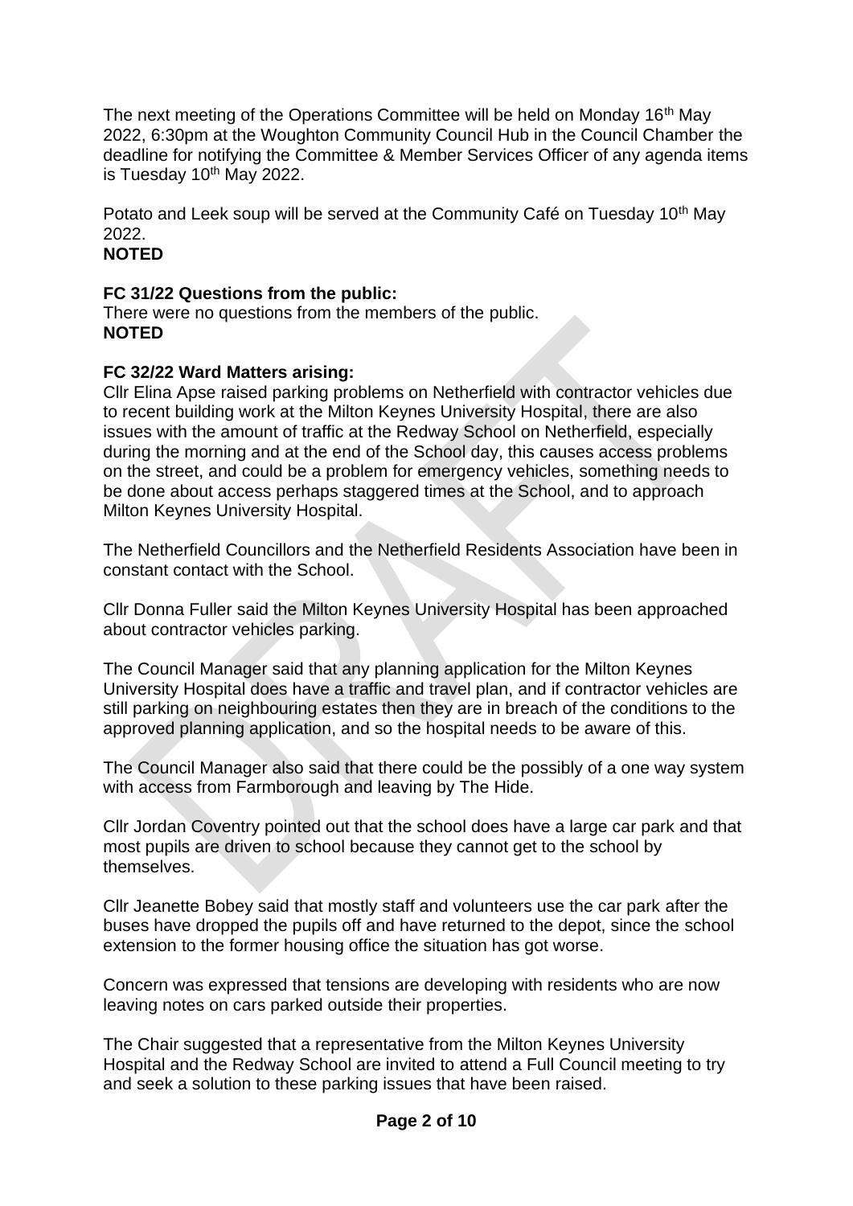The next meeting of the Operations Committee will be held on Monday 16th May 2022, 6:30pm at the Woughton Community Council Hub in the Council Chamber the deadline for notifying the Committee & Member Services Officer of any agenda items is Tuesday 10th May 2022.

Potato and Leek soup will be served at the Community Café on Tuesday 10th May 2022.
**NOTED**

**FC 31/22 Questions from the public:**
There were no questions from the members of the public.
**NOTED**

**FC 32/22 Ward Matters arising:**
Cllr Elina Apse raised parking problems on Netherfield with contractor vehicles due to recent building work at the Milton Keynes University Hospital, there are also issues with the amount of traffic at the Redway School on Netherfield, especially during the morning and at the end of the School day, this causes access problems on the street, and could be a problem for emergency vehicles, something needs to be done about access perhaps staggered times at the School, and to approach Milton Keynes University Hospital.

The Netherfield Councillors and the Netherfield Residents Association have been in constant contact with the School.

Cllr Donna Fuller said the Milton Keynes University Hospital has been approached about contractor vehicles parking.

The Council Manager said that any planning application for the Milton Keynes University Hospital does have a traffic and travel plan, and if contractor vehicles are still parking on neighbouring estates then they are in breach of the conditions to the approved planning application, and so the hospital needs to be aware of this.

The Council Manager also said that there could be the possibly of a one way system with access from Farmborough and leaving by The Hide.

Cllr Jordan Coventry pointed out that the school does have a large car park and that most pupils are driven to school because they cannot get to the school by themselves.

Cllr Jeanette Bobey said that mostly staff and volunteers use the car park after the buses have dropped the pupils off and have returned to the depot, since the school extension to the former housing office the situation has got worse.

Concern was expressed that tensions are developing with residents who are now leaving notes on cars parked outside their properties.

The Chair suggested that a representative from the Milton Keynes University Hospital and the Redway School are invited to attend a Full Council meeting to try and seek a solution to these parking issues that have been raised.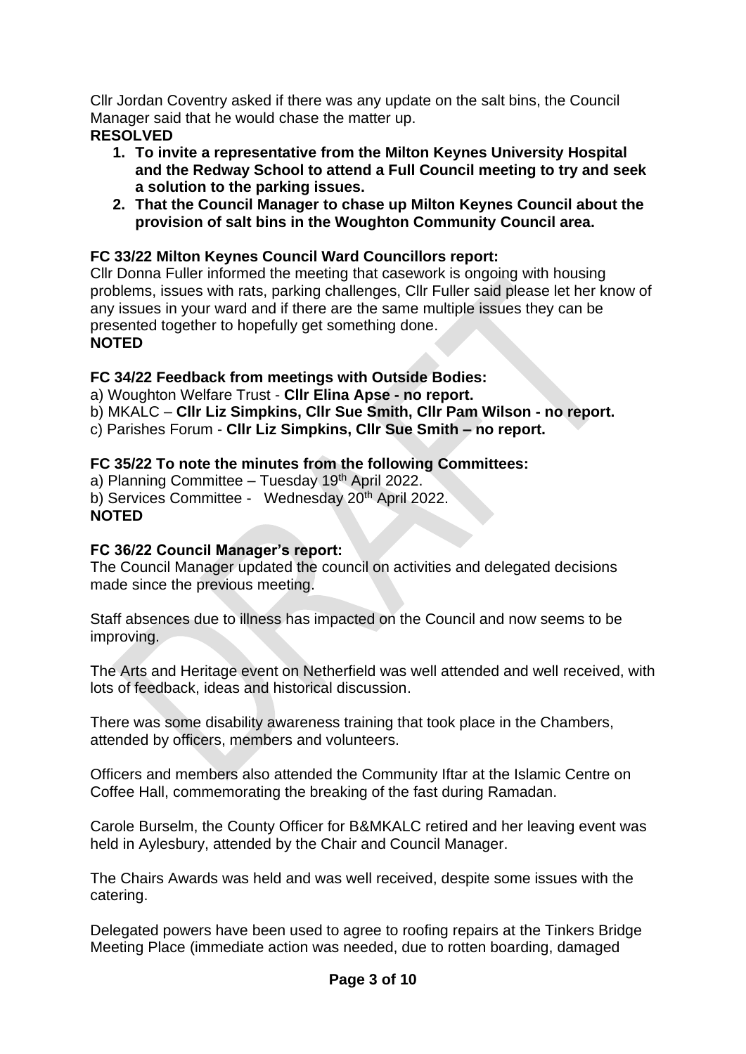Cllr Jordan Coventry asked if there was any update on the salt bins, the Council Manager said that he would chase the matter up.

**RESOLVED**

1. **To invite a representative from the Milton Keynes University Hospital and the Redway School to attend a Full Council meeting to try and seek a solution to the parking issues.**
2. **That the Council Manager to chase up Milton Keynes Council about the provision of salt bins in the Woughton Community Council area.**

**FC 33/22 Milton Keynes Council Ward Councillors report:**

Cllr Donna Fuller informed the meeting that casework is ongoing with housing problems, issues with rats, parking challenges, Cllr Fuller said please let her know of any issues in your ward and if there are the same multiple issues they can be presented together to hopefully get something done.

**NOTED**

**FC 34/22 Feedback from meetings with Outside Bodies:**

a) Woughton Welfare Trust - **Cllr Elina Apse - no report.**

b) MKALC – **Cllr Liz Simpkins, Cllr Sue Smith, Cllr Pam Wilson - no report.**

c) Parishes Forum - **Cllr Liz Simpkins, Cllr Sue Smith – no report.**

**FC 35/22 To note the minutes from the following Committees:**

a) Planning Committee – Tuesday 19th April 2022.

b) Services Committee - Wednesday 20th April 2022.

**NOTED**

**FC 36/22 Council Manager's report:**

The Council Manager updated the council on activities and delegated decisions made since the previous meeting.

Staff absences due to illness has impacted on the Council and now seems to be improving.

The Arts and Heritage event on Netherfield was well attended and well received, with lots of feedback, ideas and historical discussion.

There was some disability awareness training that took place in the Chambers, attended by officers, members and volunteers.

Officers and members also attended the Community Iftar at the Islamic Centre on Coffee Hall, commemorating the breaking of the fast during Ramadan.

Carole Burselm, the County Officer for B&MKALC retired and her leaving event was held in Aylesbury, attended by the Chair and Council Manager.

The Chairs Awards was held and was well received, despite some issues with the catering.

Delegated powers have been used to agree to roofing repairs at the Tinkers Bridge Meeting Place (immediate action was needed, due to rotten boarding, damaged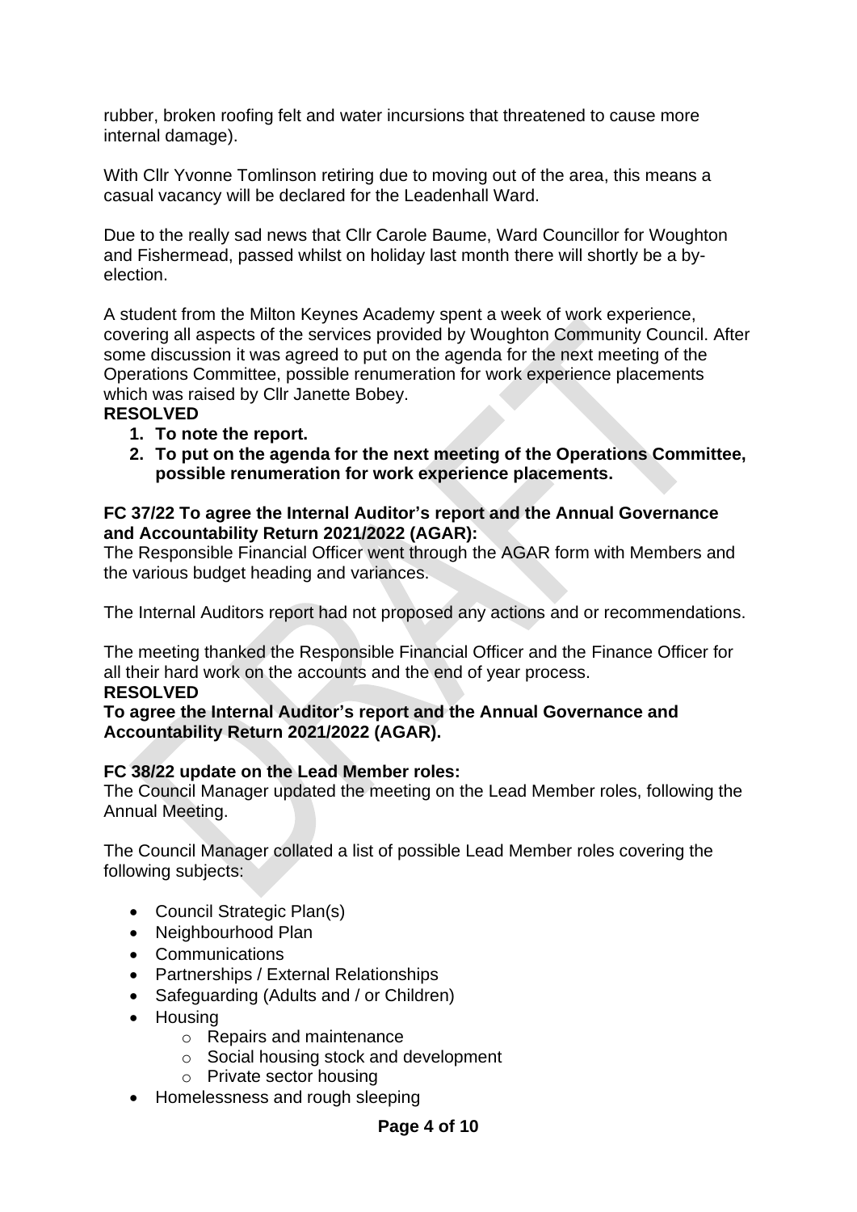rubber, broken roofing felt and water incursions that threatened to cause more internal damage).

With Cllr Yvonne Tomlinson retiring due to moving out of the area, this means a casual vacancy will be declared for the Leadenhall Ward.

Due to the really sad news that Cllr Carole Baume, Ward Councillor for Woughton and Fishermead, passed whilst on holiday last month there will shortly be a by-election.

A student from the Milton Keynes Academy spent a week of work experience, covering all aspects of the services provided by Woughton Community Council. After some discussion it was agreed to put on the agenda for the next meeting of the Operations Committee, possible renumeration for work experience placements which was raised by Cllr Janette Bobey.

**RESOLVED**

1. **To note the report.**
2. **To put on the agenda for the next meeting of the Operations Committee, possible renumeration for work experience placements.**

**FC 37/22 To agree the Internal Auditor's report and the Annual Governance and Accountability Return 2021/2022 (AGAR):**

The Responsible Financial Officer went through the AGAR form with Members and the various budget heading and variances.

The Internal Auditors report had not proposed any actions and or recommendations.

The meeting thanked the Responsible Financial Officer and the Finance Officer for all their hard work on the accounts and the end of year process.

**RESOLVED**

**To agree the Internal Auditor's report and the Annual Governance and Accountability Return 2021/2022 (AGAR).**

**FC 38/22 update on the Lead Member roles:**

The Council Manager updated the meeting on the Lead Member roles, following the Annual Meeting.

The Council Manager collated a list of possible Lead Member roles covering the following subjects:

- Council Strategic Plan(s)
- Neighbourhood Plan
- Communications
- Partnerships / External Relationships
- Safeguarding (Adults and / or Children)
- Housing
  - Repairs and maintenance
  - Social housing stock and development
  - Private sector housing
- Homelessness and rough sleeping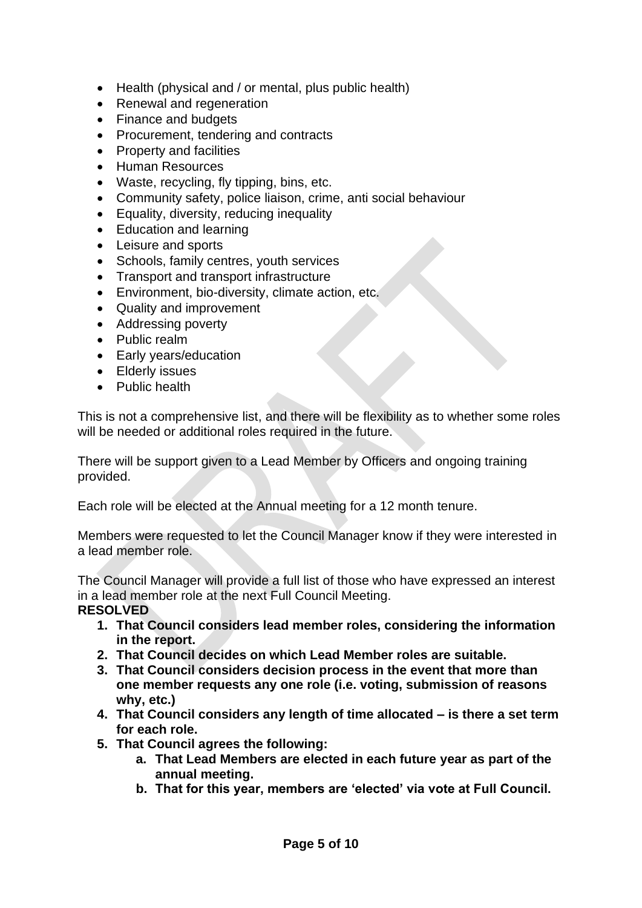- Health (physical and / or mental, plus public health)
- Renewal and regeneration
- Finance and budgets
- Procurement, tendering and contracts
- Property and facilities
- Human Resources
- Waste, recycling, fly tipping, bins, etc.
- Community safety, police liaison, crime, anti social behaviour
- Equality, diversity, reducing inequality
- Education and learning
- Leisure and sports
- Schools, family centres, youth services
- Transport and transport infrastructure
- Environment, bio-diversity, climate action, etc.
- Quality and improvement
- Addressing poverty
- Public realm
- Early years/education
- Elderly issues
- Public health

This is not a comprehensive list, and there will be flexibility as to whether some roles will be needed or additional roles required in the future.

There will be support given to a Lead Member by Officers and ongoing training provided.

Each role will be elected at the Annual meeting for a 12 month tenure.

Members were requested to let the Council Manager know if they were interested in a lead member role.

The Council Manager will provide a full list of those who have expressed an interest in a lead member role at the next Full Council Meeting.

**RESOLVED**

1. **That Council considers lead member roles, considering the information in the report.**
2. **That Council decides on which Lead Member roles are suitable.**
3. **That Council considers decision process in the event that more than one member requests any one role (i.e. voting, submission of reasons why, etc.)**
4. **That Council considers any length of time allocated – is there a set term for each role.**
5. **That Council agrees the following:**
    a. **That Lead Members are elected in each future year as part of the annual meeting.**
    b. **That for this year, members are 'elected' via vote at Full Council.**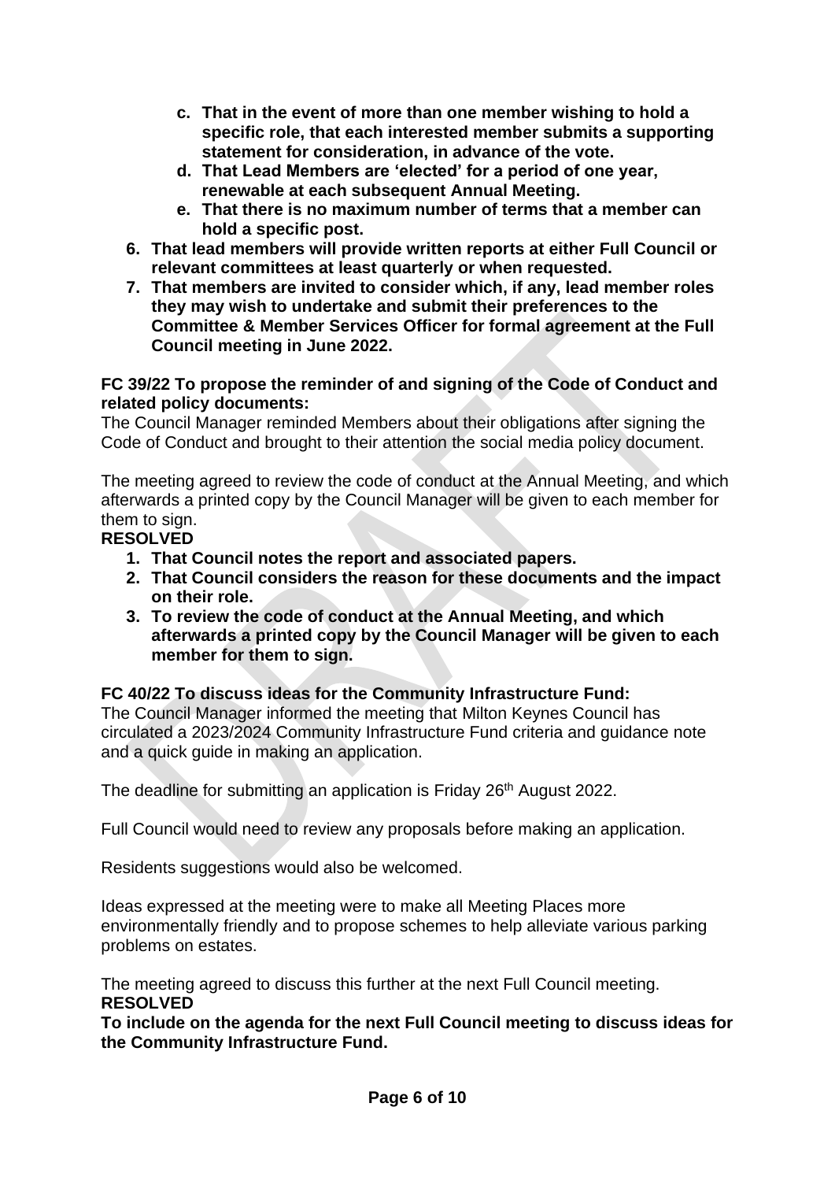- c. **That in the event of more than one member wishing to hold a specific role, that each interested member submits a supporting statement for consideration, in advance of the vote.**
   - d. **That Lead Members are 'elected' for a period of one year, renewable at each subsequent Annual Meeting.**
   - e. **That there is no maximum number of terms that a member can hold a specific post.**
6. **That lead members will provide written reports at either Full Council or relevant committees at least quarterly or when requested.**
7. **That members are invited to consider which, if any, lead member roles they may wish to undertake and submit their preferences to the Committee & Member Services Officer for formal agreement at the Full Council meeting in June 2022.**

**FC 39/22 To propose the reminder of and signing of the Code of Conduct and related policy documents:**

The Council Manager reminded Members about their obligations after signing the Code of Conduct and brought to their attention the social media policy document.

The meeting agreed to review the code of conduct at the Annual Meeting, and which afterwards a printed copy by the Council Manager will be given to each member for them to sign.

**RESOLVED**

1. **That Council notes the report and associated papers.**
2. **That Council considers the reason for these documents and the impact on their role.**
3. **To review the code of conduct at the Annual Meeting, and which afterwards a printed copy by the Council Manager will be given to each member for them to sign.**

**FC 40/22 To discuss ideas for the Community Infrastructure Fund:**

The Council Manager informed the meeting that Milton Keynes Council has circulated a 2023/2024 Community Infrastructure Fund criteria and guidance note and a quick guide in making an application.

The deadline for submitting an application is Friday 26th August 2022.

Full Council would need to review any proposals before making an application.

Residents suggestions would also be welcomed.

Ideas expressed at the meeting were to make all Meeting Places more environmentally friendly and to propose schemes to help alleviate various parking problems on estates.

The meeting agreed to discuss this further at the next Full Council meeting.

**RESOLVED**

**To include on the agenda for the next Full Council meeting to discuss ideas for the Community Infrastructure Fund.**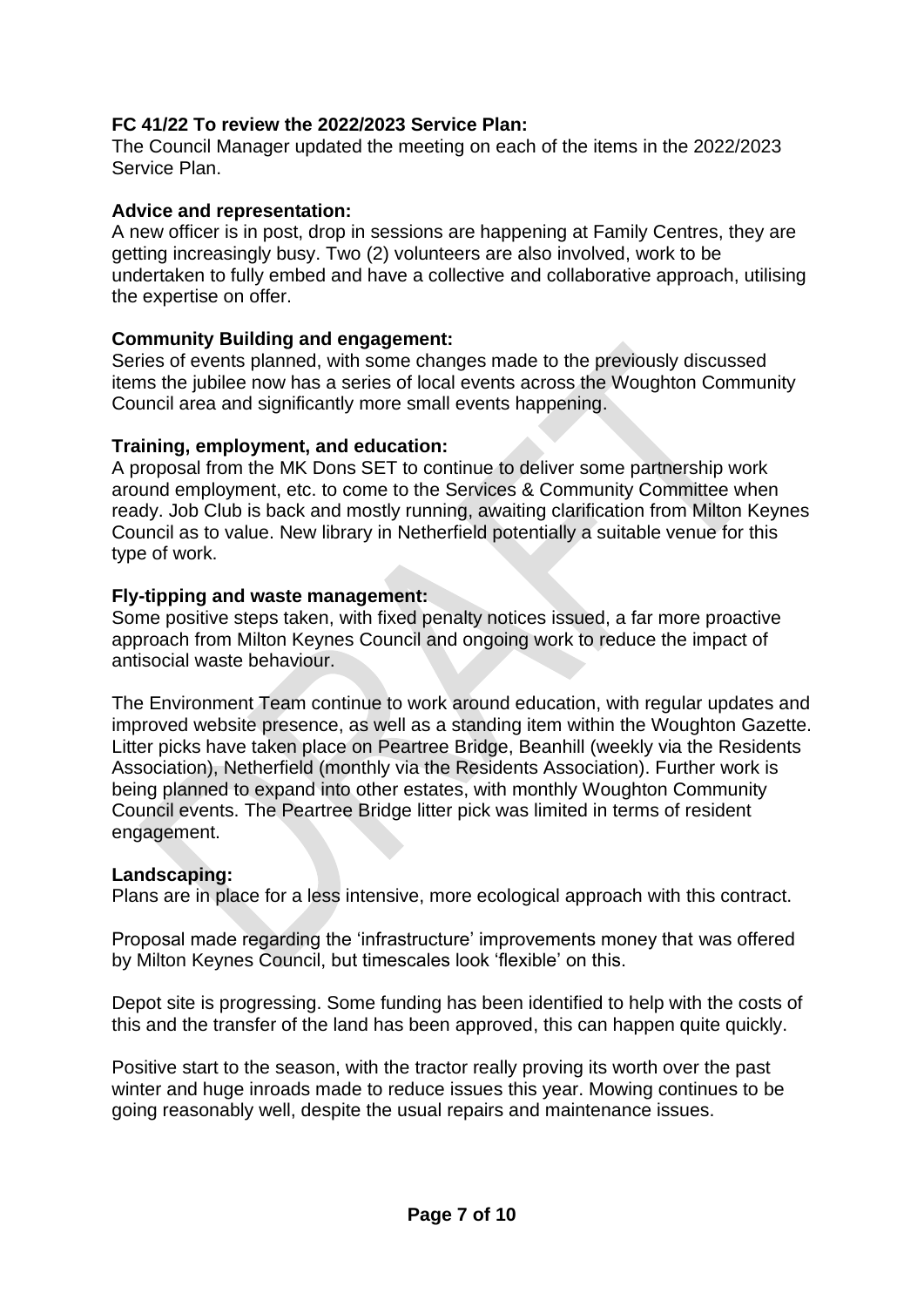**FC 41/22 To review the 2022/2023 Service Plan:**
The Council Manager updated the meeting on each of the items in the 2022/2023 Service Plan.

**Advice and representation:**
A new officer is in post, drop in sessions are happening at Family Centres, they are getting increasingly busy. Two (2) volunteers are also involved, work to be undertaken to fully embed and have a collective and collaborative approach, utilising the expertise on offer.

**Community Building and engagement:**
Series of events planned, with some changes made to the previously discussed items the jubilee now has a series of local events across the Woughton Community Council area and significantly more small events happening.

**Training, employment, and education:**
A proposal from the MK Dons SET to continue to deliver some partnership work around employment, etc. to come to the Services & Community Committee when ready. Job Club is back and mostly running, awaiting clarification from Milton Keynes Council as to value. New library in Netherfield potentially a suitable venue for this type of work.

**Fly-tipping and waste management:**
Some positive steps taken, with fixed penalty notices issued, a far more proactive approach from Milton Keynes Council and ongoing work to reduce the impact of antisocial waste behaviour.

The Environment Team continue to work around education, with regular updates and improved website presence, as well as a standing item within the Woughton Gazette. Litter picks have taken place on Peartree Bridge, Beanhill (weekly via the Residents Association), Netherfield (monthly via the Residents Association). Further work is being planned to expand into other estates, with monthly Woughton Community Council events. The Peartree Bridge litter pick was limited in terms of resident engagement.

**Landscaping:**
Plans are in place for a less intensive, more ecological approach with this contract.

Proposal made regarding the 'infrastructure' improvements money that was offered by Milton Keynes Council, but timescales look 'flexible' on this.

Depot site is progressing. Some funding has been identified to help with the costs of this and the transfer of the land has been approved, this can happen quite quickly.

Positive start to the season, with the tractor really proving its worth over the past winter and huge inroads made to reduce issues this year. Mowing continues to be going reasonably well, despite the usual repairs and maintenance issues.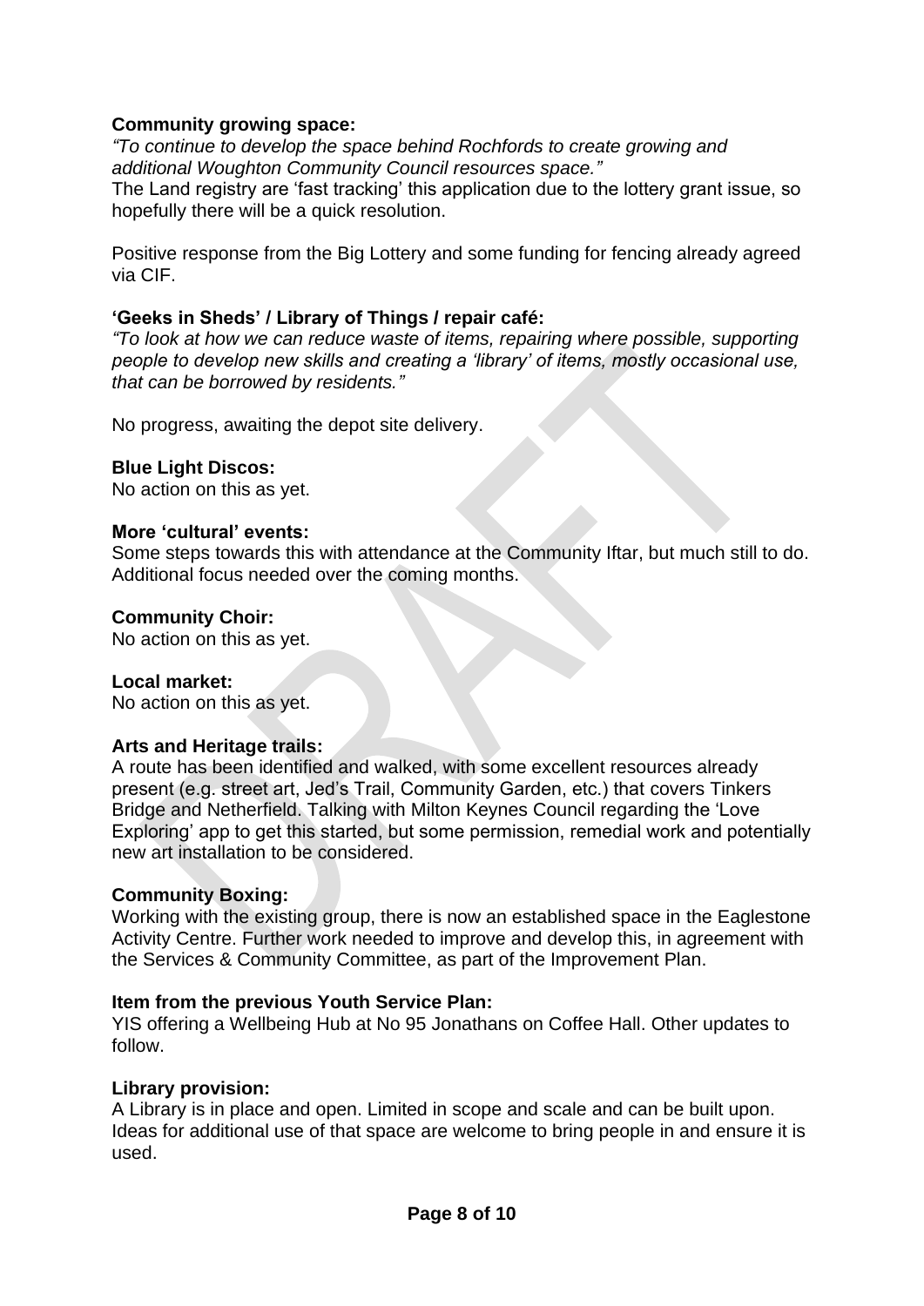**Community growing space:**

*"To continue to develop the space behind Rochfords to create growing and additional Woughton Community Council resources space."*

The Land registry are 'fast tracking' this application due to the lottery grant issue, so hopefully there will be a quick resolution.

Positive response from the Big Lottery and some funding for fencing already agreed via CIF.

**'Geeks in Sheds' / Library of Things / repair café:**

*"To look at how we can reduce waste of items, repairing where possible, supporting people to develop new skills and creating a 'library' of items, mostly occasional use, that can be borrowed by residents."*

No progress, awaiting the depot site delivery.

**Blue Light Discos:**

No action on this as yet.

**More 'cultural' events:**

Some steps towards this with attendance at the Community Iftar, but much still to do. Additional focus needed over the coming months.

**Community Choir:**

No action on this as yet.

**Local market:**

No action on this as yet.

**Arts and Heritage trails:**

A route has been identified and walked, with some excellent resources already present (e.g. street art, Jed's Trail, Community Garden, etc.) that covers Tinkers Bridge and Netherfield. Talking with Milton Keynes Council regarding the 'Love Exploring' app to get this started, but some permission, remedial work and potentially new art installation to be considered.

**Community Boxing:**

Working with the existing group, there is now an established space in the Eaglestone Activity Centre. Further work needed to improve and develop this, in agreement with the Services & Community Committee, as part of the Improvement Plan.

**Item from the previous Youth Service Plan:**

YIS offering a Wellbeing Hub at No 95 Jonathans on Coffee Hall. Other updates to follow.

**Library provision:**

A Library is in place and open. Limited in scope and scale and can be built upon. Ideas for additional use of that space are welcome to bring people in and ensure it is used.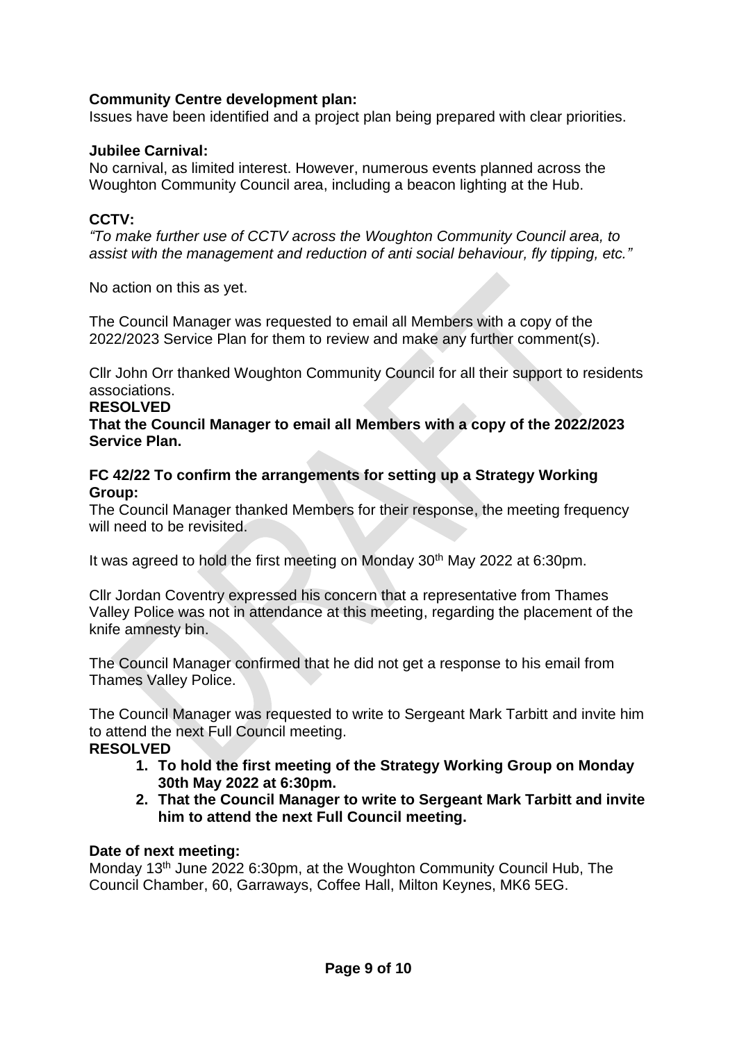**Community Centre development plan:**
Issues have been identified and a project plan being prepared with clear priorities.

**Jubilee Carnival:**
No carnival, as limited interest. However, numerous events planned across the Woughton Community Council area, including a beacon lighting at the Hub.

**CCTV:**
*"To make further use of CCTV across the Woughton Community Council area, to assist with the management and reduction of anti social behaviour, fly tipping, etc."*

No action on this as yet.

The Council Manager was requested to email all Members with a copy of the 2022/2023 Service Plan for them to review and make any further comment(s).

Cllr John Orr thanked Woughton Community Council for all their support to residents associations.

**RESOLVED**

**That the Council Manager to email all Members with a copy of the 2022/2023 Service Plan.**

**FC 42/22 To confirm the arrangements for setting up a Strategy Working Group:**
The Council Manager thanked Members for their response, the meeting frequency will need to be revisited.

It was agreed to hold the first meeting on Monday 30th May 2022 at 6:30pm.

Cllr Jordan Coventry expressed his concern that a representative from Thames Valley Police was not in attendance at this meeting, regarding the placement of the knife amnesty bin.

The Council Manager confirmed that he did not get a response to his email from Thames Valley Police.

The Council Manager was requested to write to Sergeant Mark Tarbitt and invite him to attend the next Full Council meeting.

**RESOLVED**

1. **To hold the first meeting of the Strategy Working Group on Monday 30th May 2022 at 6:30pm.**
2. **That the Council Manager to write to Sergeant Mark Tarbitt and invite him to attend the next Full Council meeting.**

**Date of next meeting:**
Monday 13th June 2022 6:30pm, at the Woughton Community Council Hub, The Council Chamber, 60, Garraways, Coffee Hall, Milton Keynes, MK6 5EG.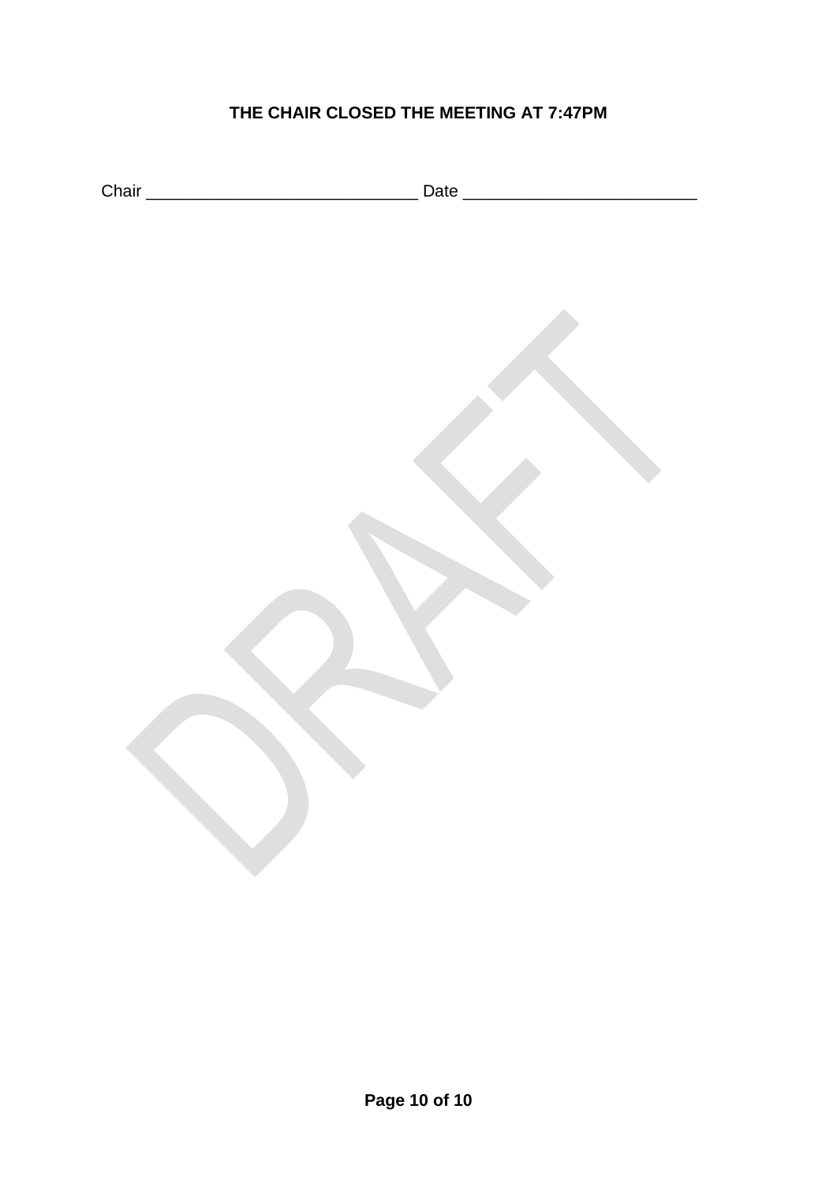**THE CHAIR CLOSED THE MEETING AT 7:47PM**

Chair ______________________________ Date _________________________